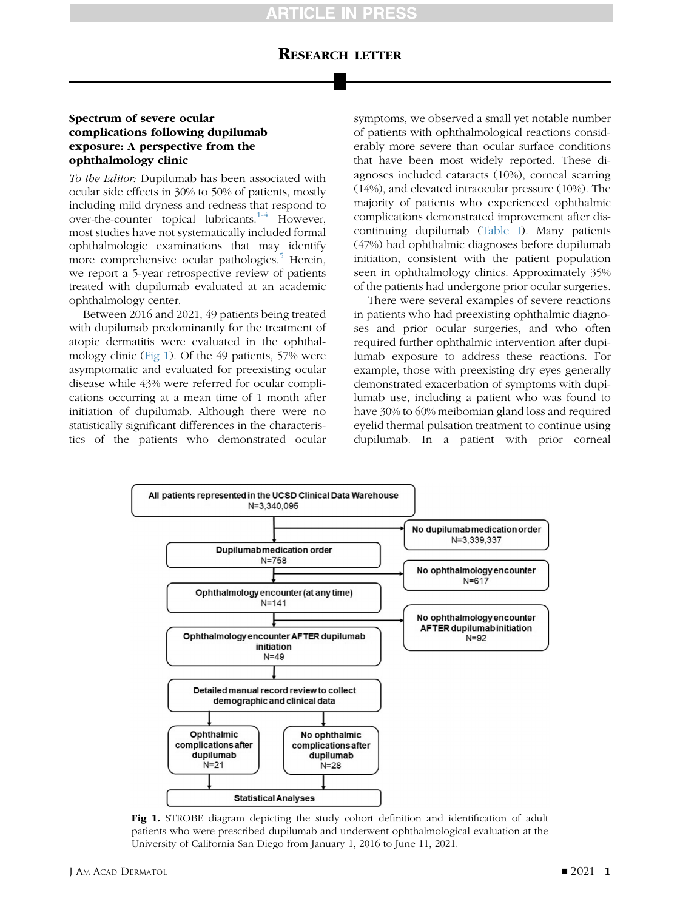# RESEARCH LETTER

## Spectrum of severe ocular complications following dupilumab exposure: A perspective from the ophthalmology clinic

*To the Editor:* Dupilumab has been associated with ocular side effects in 30% to 50% of patients, mostly including mild dryness and redness that respond to over-the-counter topical lubricants.[1-4] However, most studies have not systematically included formal ophthalmologic examinations that may identify more comprehensive ocular pathologies.[5] Herein, we report a 5-year retrospective review of patients treated with dupilumab evaluated at an academic ophthalmology center.

Between 2016 and 2021, 49 patients being treated with dupilumab predominantly for the treatment of atopic dermatitis were evaluated in the ophthalmology clinic (Fig 1). Of the 49 patients, 57% were asymptomatic and evaluated for preexisting ocular disease while 43% were referred for ocular complications occurring at a mean time of 1 month after initiation of dupilumab. Although there were no statistically significant differences in the characteristics of the patients who demonstrated ocular symptoms, we observed a small yet notable number of patients with ophthalmological reactions considerably more severe than ocular surface conditions that have been most widely reported. These diagnoses included cataracts (10%), corneal scarring (14%), and elevated intraocular pressure (10%). The majority of patients who experienced ophthalmic complications demonstrated improvement after discontinuing dupilumab (Table I). Many patients (47%) had ophthalmic diagnoses before dupilumab initiation, consistent with the patient population seen in ophthalmology clinics. Approximately 35% of the patients had undergone prior ocular surgeries.

There were several examples of severe reactions in patients who had preexisting ophthalmic diagnoses and prior ocular surgeries, and who often required further ophthalmic intervention after dupilumab exposure to address these reactions. For example, those with preexisting dry eyes generally demonstrated exacerbation of symptoms with dupilumab use, including a patient who was found to have 30% to 60% meibomian gland loss and required eyelid thermal pulsation treatment to continue using dupilumab. In a patient with prior corneal

All patients represented in the UCSD Clinical Data Warehouse N=3,340,095
→ No dupilumab medication order N=3,339,337
Dupilumab medication order N=758
→ No ophthalmology encounter N=617
Ophthalmology encounter (at any time) N=141
→ No ophthalmology encounter AFTER dupilumab initiation N=92
Ophthalmology encounter AFTER dupilumab initiation N=49
Detailed manual record review to collect demographic and clinical data
Ophthalmic complications after dupilumab N=21 | No ophthalmic complications after dupilumab N=28
Statistical Analyses

**Fig 1.** STROBE diagram depicting the study cohort definition and identification of adult patients who were prescribed dupilumab and underwent ophthalmological evaluation at the University of California San Diego from January 1, 2016 to June 11, 2021.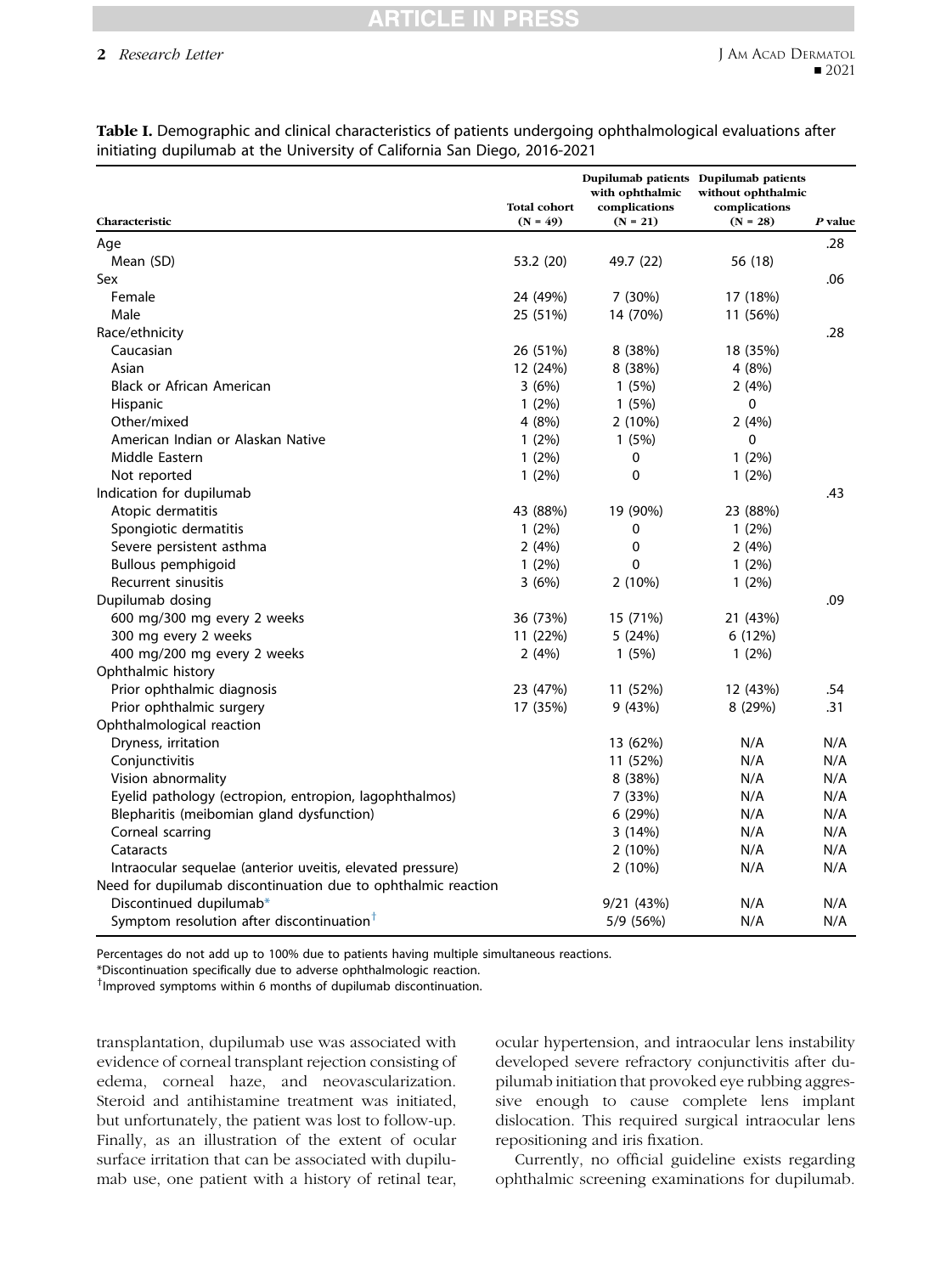**Table I.** Demographic and clinical characteristics of patients undergoing ophthalmological evaluations after initiating dupilumab at the University of California San Diego, 2016-2021

| Characteristic | Total cohort (N = 49) | Dupilumab patients with ophthalmic complications (N = 21) | Dupilumab patients without ophthalmic complications (N = 28) | P value |
|---|---|---|---|---|
| Age | | | | .28 |
| Mean (SD) | 53.2 (20) | 49.7 (22) | 56 (18) | |
| Sex | | | | .06 |
| Female | 24 (49%) | 7 (30%) | 17 (18%) | |
| Male | 25 (51%) | 14 (70%) | 11 (56%) | |
| Race/ethnicity | | | | .28 |
| Caucasian | 26 (51%) | 8 (38%) | 18 (35%) | |
| Asian | 12 (24%) | 8 (38%) | 4 (8%) | |
| Black or African American | 3 (6%) | 1 (5%) | 2 (4%) | |
| Hispanic | 1 (2%) | 1 (5%) | 0 | |
| Other/mixed | 4 (8%) | 2 (10%) | 2 (4%) | |
| American Indian or Alaskan Native | 1 (2%) | 1 (5%) | 0 | |
| Middle Eastern | 1 (2%) | 0 | 1 (2%) | |
| Not reported | 1 (2%) | 0 | 1 (2%) | |
| Indication for dupilumab | | | | .43 |
| Atopic dermatitis | 43 (88%) | 19 (90%) | 23 (88%) | |
| Spongiotic dermatitis | 1 (2%) | 0 | 1 (2%) | |
| Severe persistent asthma | 2 (4%) | 0 | 2 (4%) | |
| Bullous pemphigoid | 1 (2%) | 0 | 1 (2%) | |
| Recurrent sinusitis | 3 (6%) | 2 (10%) | 1 (2%) | |
| Dupilumab dosing | | | | .09 |
| 600 mg/300 mg every 2 weeks | 36 (73%) | 15 (71%) | 21 (43%) | |
| 300 mg every 2 weeks | 11 (22%) | 5 (24%) | 6 (12%) | |
| 400 mg/200 mg every 2 weeks | 2 (4%) | 1 (5%) | 1 (2%) | |
| Ophthalmic history | | | | |
| Prior ophthalmic diagnosis | 23 (47%) | 11 (52%) | 12 (43%) | .54 |
| Prior ophthalmic surgery | 17 (35%) | 9 (43%) | 8 (29%) | .31 |
| Ophthalmological reaction | | | | |
| Dryness, irritation | | 13 (62%) | N/A | N/A |
| Conjunctivitis | | 11 (52%) | N/A | N/A |
| Vision abnormality | | 8 (38%) | N/A | N/A |
| Eyelid pathology (ectropion, entropion, lagophthalmos) | | 7 (33%) | N/A | N/A |
| Blepharitis (meibomian gland dysfunction) | | 6 (29%) | N/A | N/A |
| Corneal scarring | | 3 (14%) | N/A | N/A |
| Cataracts | | 2 (10%) | N/A | N/A |
| Intraocular sequelae (anterior uveitis, elevated pressure) | | 2 (10%) | N/A | N/A |
| Need for dupilumab discontinuation due to ophthalmic reaction | | | | |
| Discontinued dupilumab* | | 9/21 (43%) | N/A | N/A |
| Symptom resolution after discontinuation† | | 5/9 (56%) | N/A | N/A |

Percentages do not add up to 100% due to patients having multiple simultaneous reactions.

*Discontinuation specifically due to adverse ophthalmologic reaction.

†Improved symptoms within 6 months of dupilumab discontinuation.

transplantation, dupilumab use was associated with evidence of corneal transplant rejection consisting of edema, corneal haze, and neovascularization. Steroid and antihistamine treatment was initiated, but unfortunately, the patient was lost to follow-up. Finally, as an illustration of the extent of ocular surface irritation that can be associated with dupilumab use, one patient with a history of retinal tear, ocular hypertension, and intraocular lens instability developed severe refractory conjunctivitis after dupilumab initiation that provoked eye rubbing aggressive enough to cause complete lens implant dislocation. This required surgical intraocular lens repositioning and iris fixation.

Currently, no official guideline exists regarding ophthalmic screening examinations for dupilumab.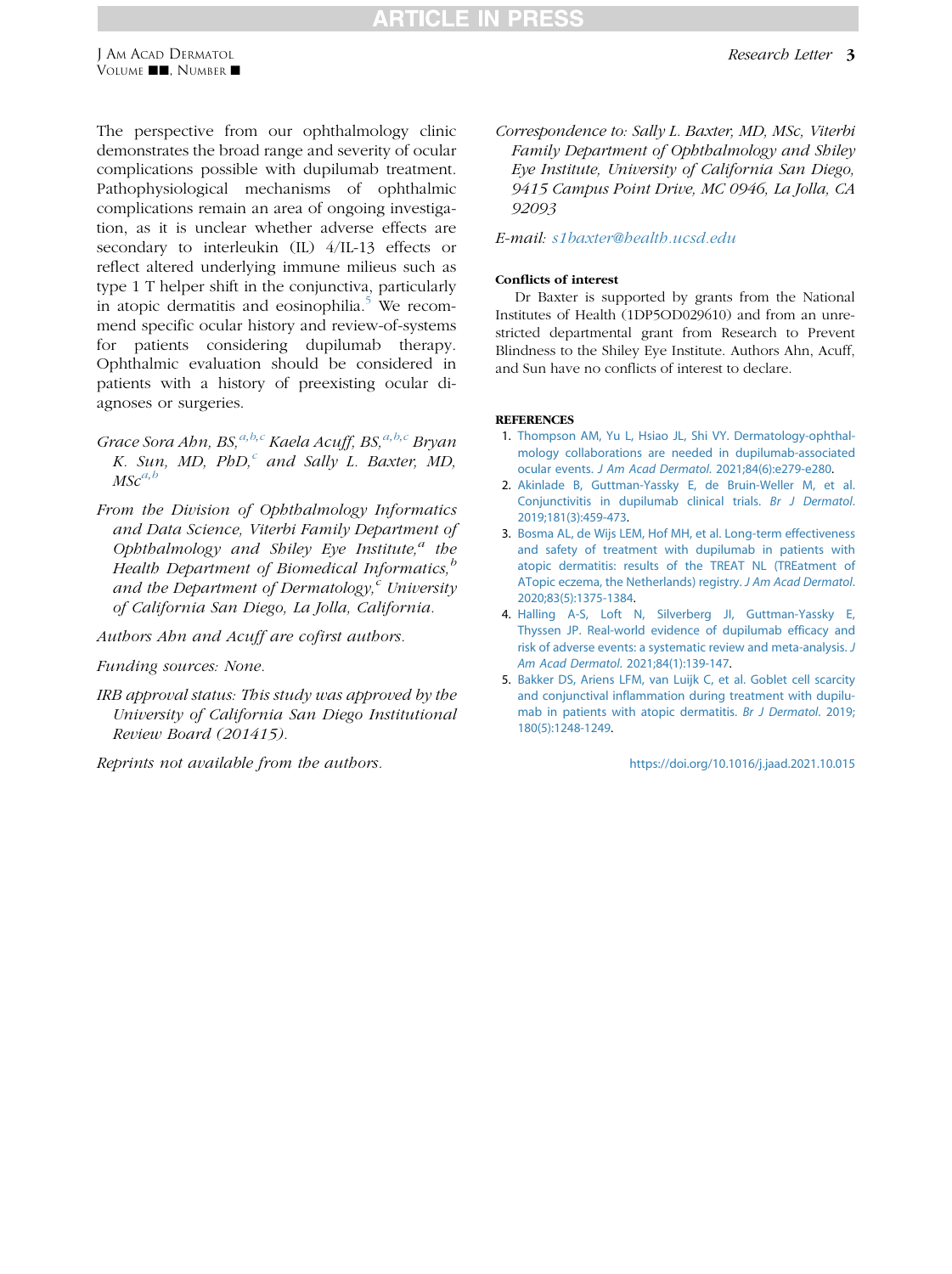The perspective from our ophthalmology clinic demonstrates the broad range and severity of ocular complications possible with dupilumab treatment. Pathophysiological mechanisms of ophthalmic complications remain an area of ongoing investigation, as it is unclear whether adverse effects are secondary to interleukin (IL) 4/IL-13 effects or reflect altered underlying immune milieus such as type 1 T helper shift in the conjunctiva, particularly in atopic dermatitis and eosinophilia.[5] We recommend specific ocular history and review-of-systems for patients considering dupilumab therapy. Ophthalmic evaluation should be considered in patients with a history of preexisting ocular diagnoses or surgeries.

*Grace Sora Ahn, BS,[a,b,c] Kaela Acuff, BS,[a,b,c] Bryan K. Sun, MD, PhD,[c] and Sally L. Baxter, MD, MSc[a,b]*

*From the Division of Ophthalmology Informatics and Data Science, Viterbi Family Department of Ophthalmology and Shiley Eye Institute,[a] the Health Department of Biomedical Informatics,[b] and the Department of Dermatology,[c] University of California San Diego, La Jolla, California.*

*Authors Ahn and Acuff are cofirst authors.*

*Funding sources: None.*

*IRB approval status: This study was approved by the University of California San Diego Institutional Review Board (201415).*

*Reprints not available from the authors.*

*Correspondence to: Sally L. Baxter, MD, MSc, Viterbi Family Department of Ophthalmology and Shiley Eye Institute, University of California San Diego, 9415 Campus Point Drive, MC 0946, La Jolla, CA 92093*

*E-mail:* s1baxter@health.ucsd.edu

### Conflicts of interest

Dr Baxter is supported by grants from the National Institutes of Health (1DP5OD029610) and from an unrestricted departmental grant from Research to Prevent Blindness to the Shiley Eye Institute. Authors Ahn, Acuff, and Sun have no conflicts of interest to declare.

### REFERENCES

1. Thompson AM, Yu L, Hsiao JL, Shi VY. Dermatology-ophthalmology collaborations are needed in dupilumab-associated ocular events. *J Am Acad Dermatol*. 2021;84(6):e279-e280.
2. Akinlade B, Guttman-Yassky E, de Bruin-Weller M, et al. Conjunctivitis in dupilumab clinical trials. *Br J Dermatol*. 2019;181(3):459-473.
3. Bosma AL, de Wijs LEM, Hof MH, et al. Long-term effectiveness and safety of treatment with dupilumab in patients with atopic dermatitis: results of the TREAT NL (TREatment of ATopic eczema, the Netherlands) registry. *J Am Acad Dermatol*. 2020;83(5):1375-1384.
4. Halling A-S, Loft N, Silverberg JI, Guttman-Yassky E, Thyssen JP. Real-world evidence of dupilumab efficacy and risk of adverse events: a systematic review and meta-analysis. *J Am Acad Dermatol*. 2021;84(1):139-147.
5. Bakker DS, Ariens LFM, van Luijk C, et al. Goblet cell scarcity and conjunctival inflammation during treatment with dupilumab in patients with atopic dermatitis. *Br J Dermatol*. 2019;180(5):1248-1249.

https://doi.org/10.1016/j.jaad.2021.10.015